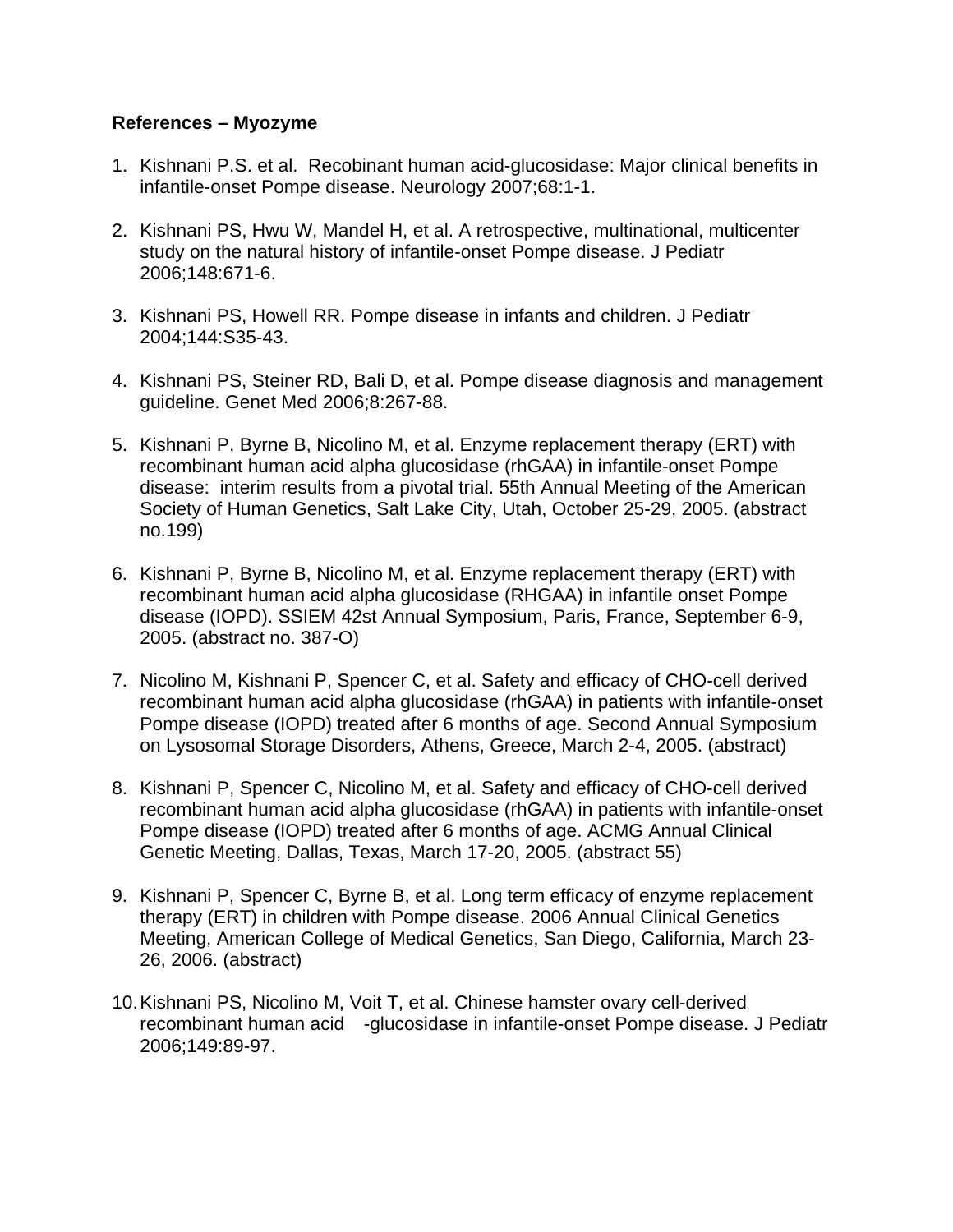**References – Myozyme**

1. Kishnani P.S. et al. Recobinant human acid-glucosidase: Major clinical benefits in infantile-onset Pompe disease. Neurology 2007;68:1-1.

2. Kishnani PS, Hwu W, Mandel H, et al. A retrospective, multinational, multicenter study on the natural history of infantile-onset Pompe disease. J Pediatr 2006;148:671-6.

3. Kishnani PS, Howell RR. Pompe disease in infants and children. J Pediatr 2004;144:S35-43.

4. Kishnani PS, Steiner RD, Bali D, et al. Pompe disease diagnosis and management guideline. Genet Med 2006;8:267-88.

5. Kishnani P, Byrne B, Nicolino M, et al. Enzyme replacement therapy (ERT) with recombinant human acid alpha glucosidase (rhGAA) in infantile-onset Pompe disease: interim results from a pivotal trial. 55th Annual Meeting of the American Society of Human Genetics, Salt Lake City, Utah, October 25-29, 2005. (abstract no.199)

6. Kishnani P, Byrne B, Nicolino M, et al. Enzyme replacement therapy (ERT) with recombinant human acid alpha glucosidase (RHGAA) in infantile onset Pompe disease (IOPD). SSIEM 42st Annual Symposium, Paris, France, September 6-9, 2005. (abstract no. 387-O)

7. Nicolino M, Kishnani P, Spencer C, et al. Safety and efficacy of CHO-cell derived recombinant human acid alpha glucosidase (rhGAA) in patients with infantile-onset Pompe disease (IOPD) treated after 6 months of age. Second Annual Symposium on Lysosomal Storage Disorders, Athens, Greece, March 2-4, 2005. (abstract)

8. Kishnani P, Spencer C, Nicolino M, et al. Safety and efficacy of CHO-cell derived recombinant human acid alpha glucosidase (rhGAA) in patients with infantile-onset Pompe disease (IOPD) treated after 6 months of age. ACMG Annual Clinical Genetic Meeting, Dallas, Texas, March 17-20, 2005. (abstract 55)

9. Kishnani P, Spencer C, Byrne B, et al. Long term efficacy of enzyme replacement therapy (ERT) in children with Pompe disease. 2006 Annual Clinical Genetics Meeting, American College of Medical Genetics, San Diego, California, March 23-26, 2006. (abstract)

10. Kishnani PS, Nicolino M, Voit T, et al. Chinese hamster ovary cell-derived recombinant human acid -glucosidase in infantile-onset Pompe disease. J Pediatr 2006;149:89-97.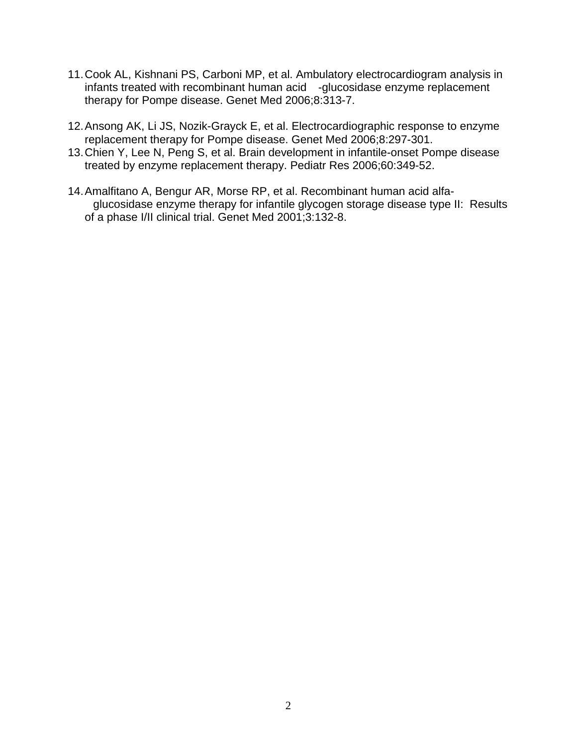11. Cook AL, Kishnani PS, Carboni MP, et al. Ambulatory electrocardiogram analysis in infants treated with recombinant human acid -glucosidase enzyme replacement therapy for Pompe disease. Genet Med 2006;8:313-7.

12. Ansong AK, Li JS, Nozik-Grayck E, et al. Electrocardiographic response to enzyme replacement therapy for Pompe disease. Genet Med 2006;8:297-301.
13. Chien Y, Lee N, Peng S, et al. Brain development in infantile-onset Pompe disease treated by enzyme replacement therapy. Pediatr Res 2006;60:349-52.

14. Amalfitano A, Bengur AR, Morse RP, et al. Recombinant human acid alfa-glucosidase enzyme therapy for infantile glycogen storage disease type II: Results of a phase I/II clinical trial. Genet Med 2001;3:132-8.